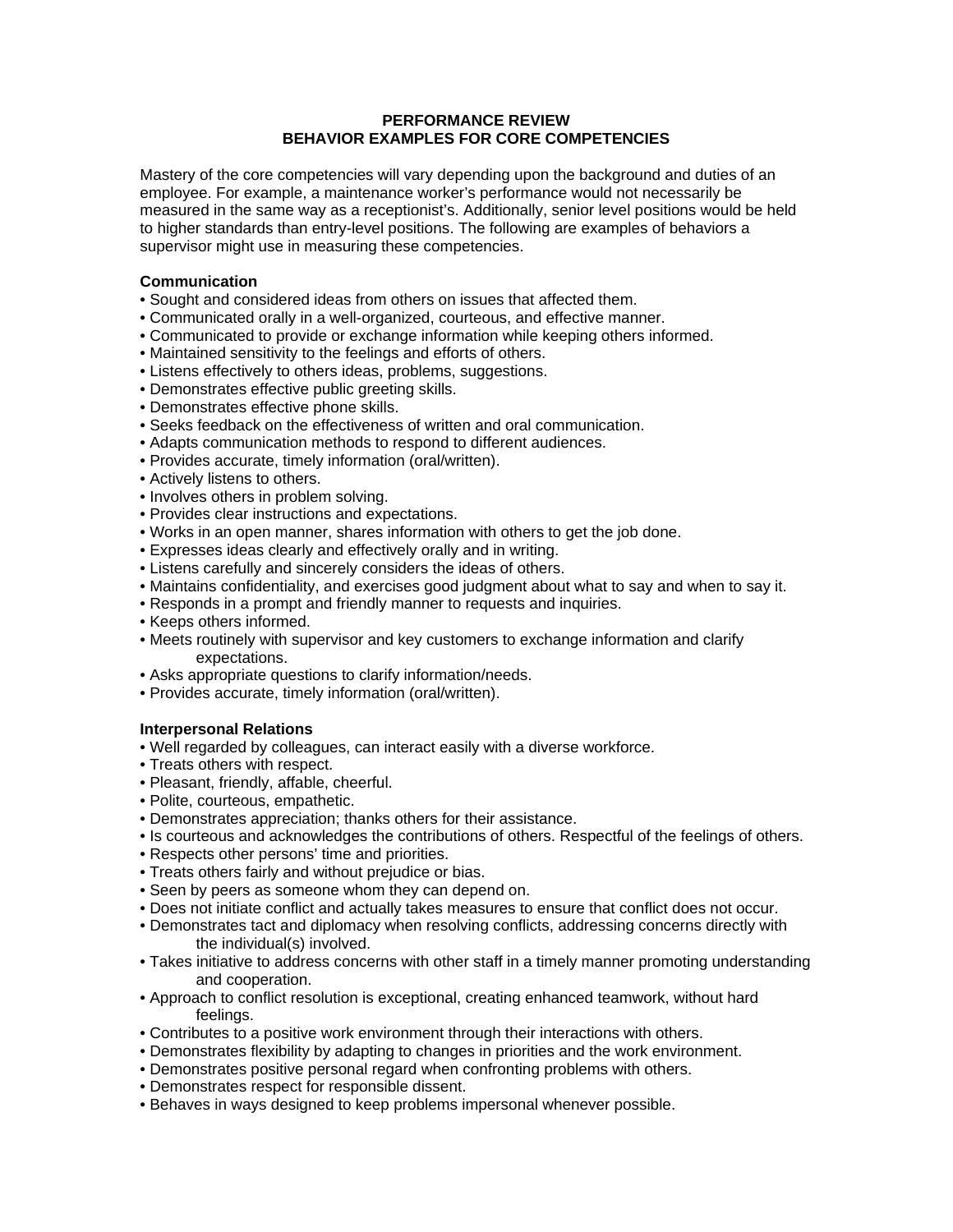# PERFORMANCE REVIEW
# BEHAVIOR EXAMPLES FOR CORE COMPETENCIES

Mastery of the core competencies will vary depending upon the background and duties of an employee. For example, a maintenance worker's performance would not necessarily be measured in the same way as a receptionist's. Additionally, senior level positions would be held to higher standards than entry-level positions. The following are examples of behaviors a supervisor might use in measuring these competencies.

## Communication

- Sought and considered ideas from others on issues that affected them.
- Communicated orally in a well-organized, courteous, and effective manner.
- Communicated to provide or exchange information while keeping others informed.
- Maintained sensitivity to the feelings and efforts of others.
- Listens effectively to others ideas, problems, suggestions.
- Demonstrates effective public greeting skills.
- Demonstrates effective phone skills.
- Seeks feedback on the effectiveness of written and oral communication.
- Adapts communication methods to respond to different audiences.
- Provides accurate, timely information (oral/written).
- Actively listens to others.
- Involves others in problem solving.
- Provides clear instructions and expectations.
- Works in an open manner, shares information with others to get the job done.
- Expresses ideas clearly and effectively orally and in writing.
- Listens carefully and sincerely considers the ideas of others.
- Maintains confidentiality, and exercises good judgment about what to say and when to say it.
- Responds in a prompt and friendly manner to requests and inquiries.
- Keeps others informed.
- Meets routinely with supervisor and key customers to exchange information and clarify expectations.
- Asks appropriate questions to clarify information/needs.
- Provides accurate, timely information (oral/written).

## Interpersonal Relations

- Well regarded by colleagues, can interact easily with a diverse workforce.
- Treats others with respect.
- Pleasant, friendly, affable, cheerful.
- Polite, courteous, empathetic.
- Demonstrates appreciation; thanks others for their assistance.
- Is courteous and acknowledges the contributions of others. Respectful of the feelings of others.
- Respects other persons' time and priorities.
- Treats others fairly and without prejudice or bias.
- Seen by peers as someone whom they can depend on.
- Does not initiate conflict and actually takes measures to ensure that conflict does not occur.
- Demonstrates tact and diplomacy when resolving conflicts, addressing concerns directly with the individual(s) involved.
- Takes initiative to address concerns with other staff in a timely manner promoting understanding and cooperation.
- Approach to conflict resolution is exceptional, creating enhanced teamwork, without hard feelings.
- Contributes to a positive work environment through their interactions with others.
- Demonstrates flexibility by adapting to changes in priorities and the work environment.
- Demonstrates positive personal regard when confronting problems with others.
- Demonstrates respect for responsible dissent.
- Behaves in ways designed to keep problems impersonal whenever possible.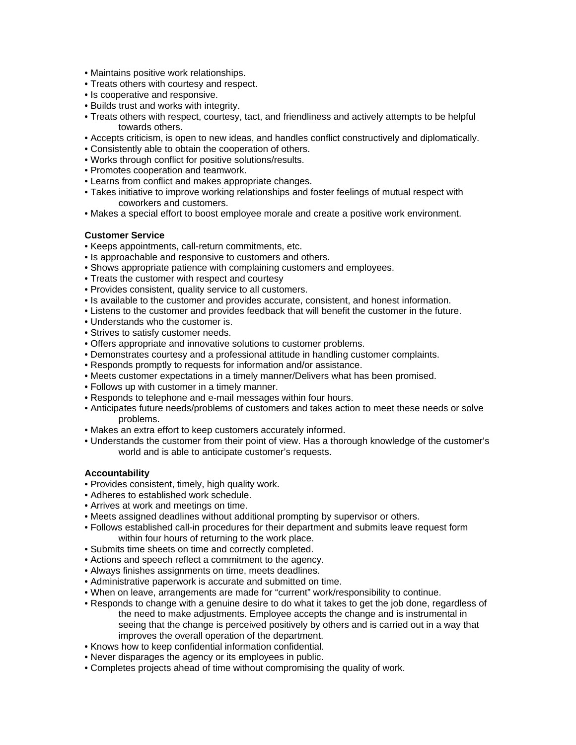- Maintains positive work relationships.
- Treats others with courtesy and respect.
- Is cooperative and responsive.
- Builds trust and works with integrity.
- Treats others with respect, courtesy, tact, and friendliness and actively attempts to be helpful towards others.
- Accepts criticism, is open to new ideas, and handles conflict constructively and diplomatically.
- Consistently able to obtain the cooperation of others.
- Works through conflict for positive solutions/results.
- Promotes cooperation and teamwork.
- Learns from conflict and makes appropriate changes.
- Takes initiative to improve working relationships and foster feelings of mutual respect with coworkers and customers.
- Makes a special effort to boost employee morale and create a positive work environment.

**Customer Service**

- Keeps appointments, call-return commitments, etc.
- Is approachable and responsive to customers and others.
- Shows appropriate patience with complaining customers and employees.
- Treats the customer with respect and courtesy
- Provides consistent, quality service to all customers.
- Is available to the customer and provides accurate, consistent, and honest information.
- Listens to the customer and provides feedback that will benefit the customer in the future.
- Understands who the customer is.
- Strives to satisfy customer needs.
- Offers appropriate and innovative solutions to customer problems.
- Demonstrates courtesy and a professional attitude in handling customer complaints.
- Responds promptly to requests for information and/or assistance.
- Meets customer expectations in a timely manner/Delivers what has been promised.
- Follows up with customer in a timely manner.
- Responds to telephone and e-mail messages within four hours.
- Anticipates future needs/problems of customers and takes action to meet these needs or solve problems.
- Makes an extra effort to keep customers accurately informed.
- Understands the customer from their point of view. Has a thorough knowledge of the customer's world and is able to anticipate customer's requests.

**Accountability**

- Provides consistent, timely, high quality work.
- Adheres to established work schedule.
- Arrives at work and meetings on time.
- Meets assigned deadlines without additional prompting by supervisor or others.
- Follows established call-in procedures for their department and submits leave request form within four hours of returning to the work place.
- Submits time sheets on time and correctly completed.
- Actions and speech reflect a commitment to the agency.
- Always finishes assignments on time, meets deadlines.
- Administrative paperwork is accurate and submitted on time.
- When on leave, arrangements are made for "current" work/responsibility to continue.
- Responds to change with a genuine desire to do what it takes to get the job done, regardless of the need to make adjustments. Employee accepts the change and is instrumental in seeing that the change is perceived positively by others and is carried out in a way that improves the overall operation of the department.
- Knows how to keep confidential information confidential.
- Never disparages the agency or its employees in public.
- Completes projects ahead of time without compromising the quality of work.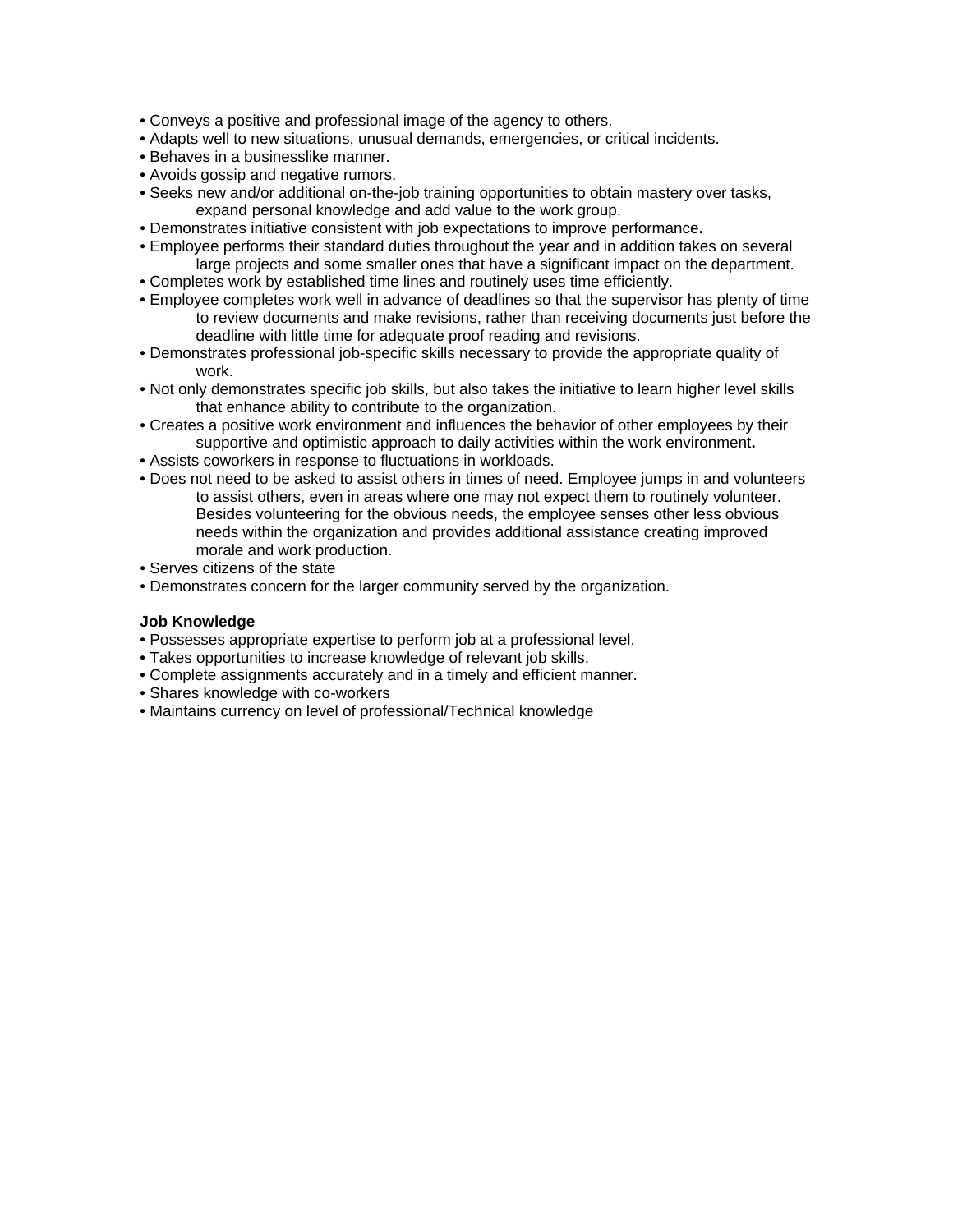- Conveys a positive and professional image of the agency to others.
- Adapts well to new situations, unusual demands, emergencies, or critical incidents.
- Behaves in a businesslike manner.
- Avoids gossip and negative rumors.
- Seeks new and/or additional on-the-job training opportunities to obtain mastery over tasks, expand personal knowledge and add value to the work group.
- Demonstrates initiative consistent with job expectations to improve performance.
- Employee performs their standard duties throughout the year and in addition takes on several large projects and some smaller ones that have a significant impact on the department.
- Completes work by established time lines and routinely uses time efficiently.
- Employee completes work well in advance of deadlines so that the supervisor has plenty of time to review documents and make revisions, rather than receiving documents just before the deadline with little time for adequate proof reading and revisions.
- Demonstrates professional job-specific skills necessary to provide the appropriate quality of work.
- Not only demonstrates specific job skills, but also takes the initiative to learn higher level skills that enhance ability to contribute to the organization.
- Creates a positive work environment and influences the behavior of other employees by their supportive and optimistic approach to daily activities within the work environment.
- Assists coworkers in response to fluctuations in workloads.
- Does not need to be asked to assist others in times of need. Employee jumps in and volunteers to assist others, even in areas where one may not expect them to routinely volunteer. Besides volunteering for the obvious needs, the employee senses other less obvious needs within the organization and provides additional assistance creating improved morale and work production.
- Serves citizens of the state
- Demonstrates concern for the larger community served by the organization.

**Job Knowledge**

- Possesses appropriate expertise to perform job at a professional level.
- Takes opportunities to increase knowledge of relevant job skills.
- Complete assignments accurately and in a timely and efficient manner.
- Shares knowledge with co-workers
- Maintains currency on level of professional/Technical knowledge